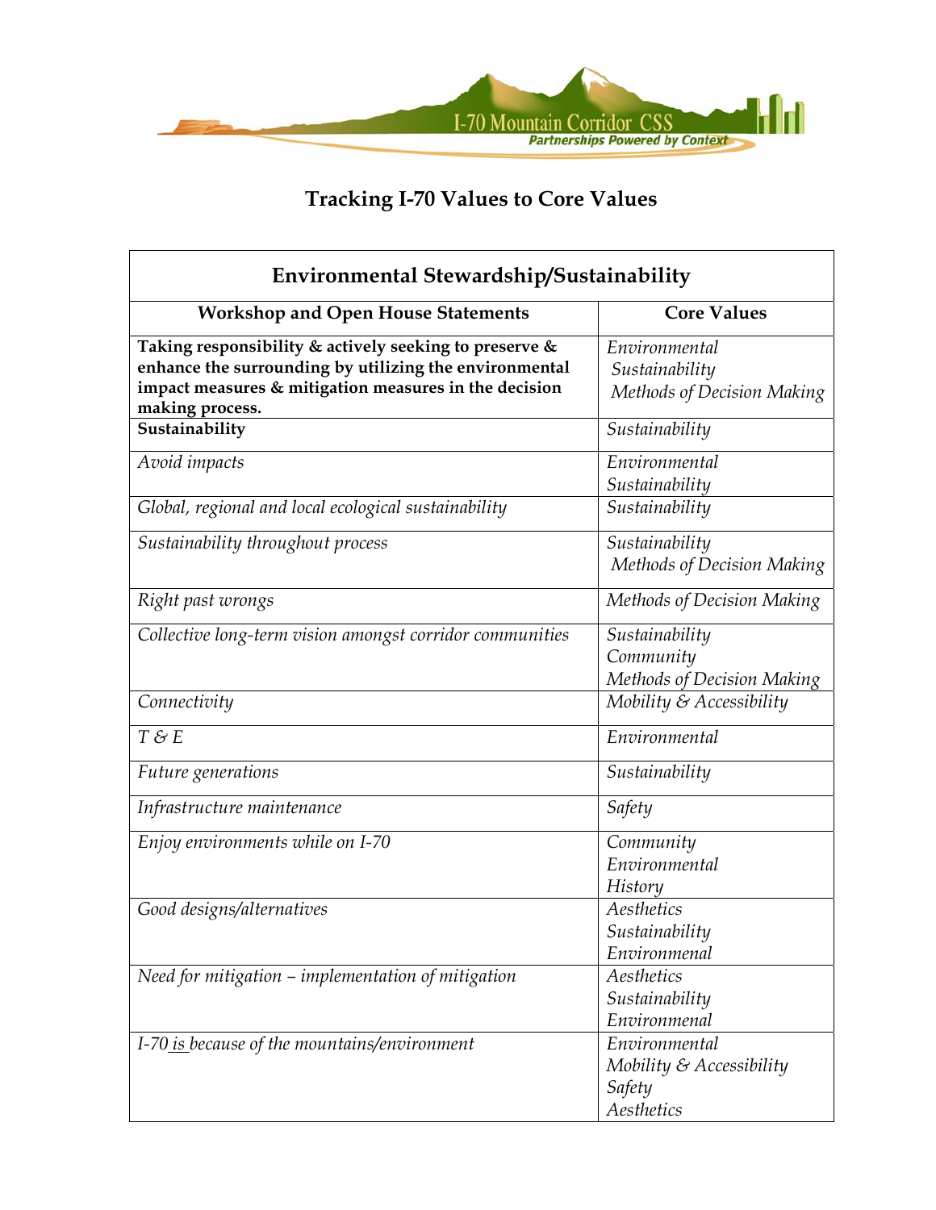# Tracking I-70 Values to Core Values

| Environmental Stewardship/Sustainability | |
|---|---|
| **Workshop and Open House Statements** | **Core Values** |
| **Taking responsibility & actively seeking to preserve & enhance the surrounding by utilizing the environmental impact measures & mitigation measures in the decision making process.** | *Environmental*<br>*Sustainability*<br>*Methods of Decision Making* |
| **Sustainability** | *Sustainability* |
| *Avoid impacts* | *Environmental*<br>*Sustainability* |
| *Global, regional and local ecological sustainability* | *Sustainability* |
| *Sustainability throughout process* | *Sustainability*<br>*Methods of Decision Making* |
| *Right past wrongs* | *Methods of Decision Making* |
| *Collective long-term vision amongst corridor communities* | *Sustainability*<br>*Community*<br>*Methods of Decision Making* |
| *Connectivity* | *Mobility & Accessibility* |
| *T & E* | *Environmental* |
| *Future generations* | *Sustainability* |
| *Infrastructure maintenance* | *Safety* |
| *Enjoy environments while on I-70* | *Community*<br>*Environmental*<br>*History* |
| *Good designs/alternatives* | *Aesthetics*<br>*Sustainability*<br>*Environmenal* |
| *Need for mitigation – implementation of mitigation* | *Aesthetics*<br>*Sustainability*<br>*Environmenal* |
| *I-70 is because of the mountains/environment* | *Environmental*<br>*Mobility & Accessibility*<br>*Safety*<br>*Aesthetics* |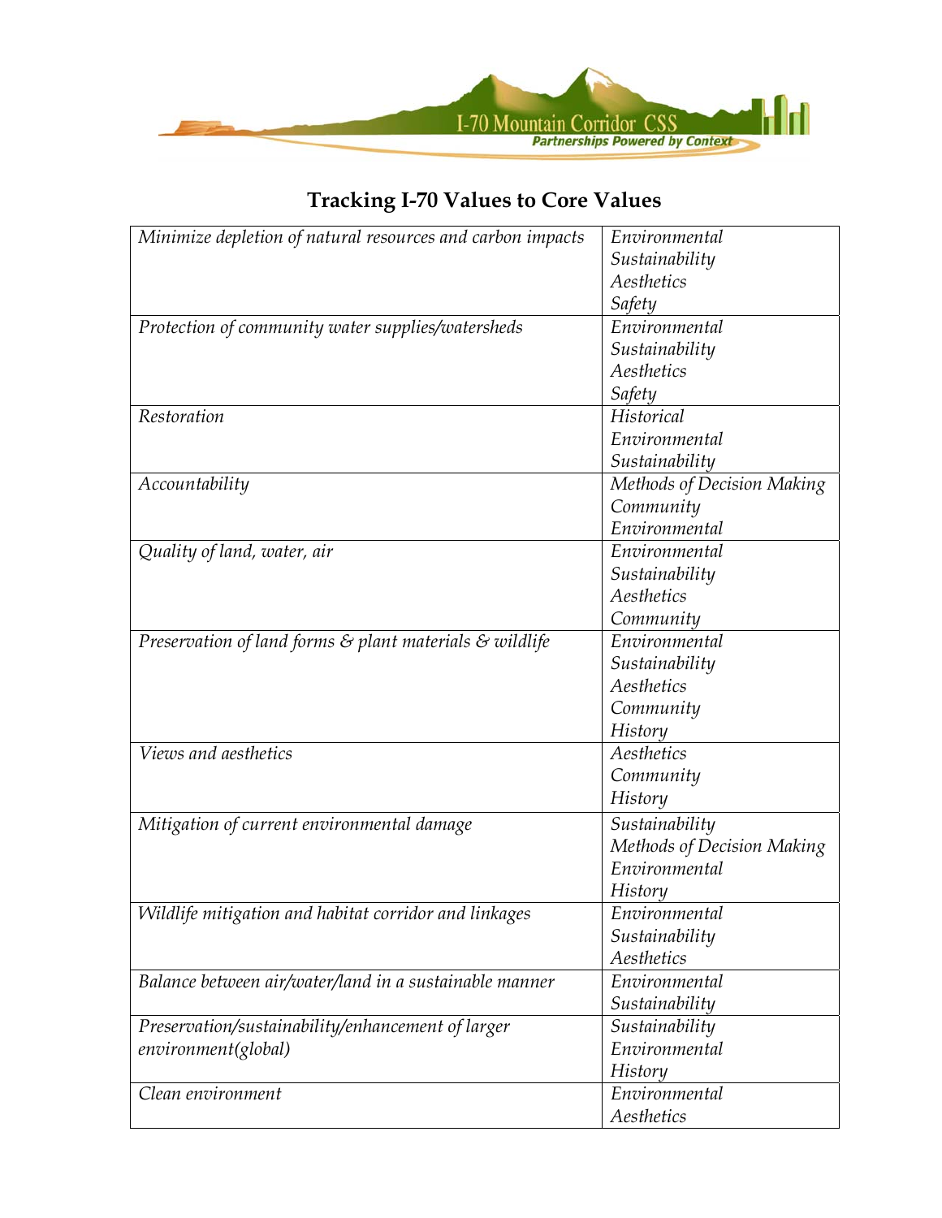# Tracking I-70 Values to Core Values

| | |
|---|---|
| *Minimize depletion of natural resources and carbon impacts* | *Environmental*<br>*Sustainability*<br>*Aesthetics*<br>*Safety* |
| *Protection of community water supplies/watersheds* | *Environmental*<br>*Sustainability*<br>*Aesthetics*<br>*Safety* |
| *Restoration* | *Historical*<br>*Environmental*<br>*Sustainability* |
| *Accountability* | *Methods of Decision Making*<br>*Community*<br>*Environmental* |
| *Quality of land, water, air* | *Environmental*<br>*Sustainability*<br>*Aesthetics*<br>*Community* |
| *Preservation of land forms & plant materials & wildlife* | *Environmental*<br>*Sustainability*<br>*Aesthetics*<br>*Community*<br>*History* |
| *Views and aesthetics* | *Aesthetics*<br>*Community*<br>*History* |
| *Mitigation of current environmental damage* | *Sustainability*<br>*Methods of Decision Making*<br>*Environmental*<br>*History* |
| *Wildlife mitigation and habitat corridor and linkages* | *Environmental*<br>*Sustainability*<br>*Aesthetics* |
| *Balance between air/water/land in a sustainable manner* | *Environmental*<br>*Sustainability* |
| *Preservation/sustainability/enhancement of larger environment(global)* | *Sustainability*<br>*Environmental*<br>*History* |
| *Clean environment* | *Environmental*<br>*Aesthetics* |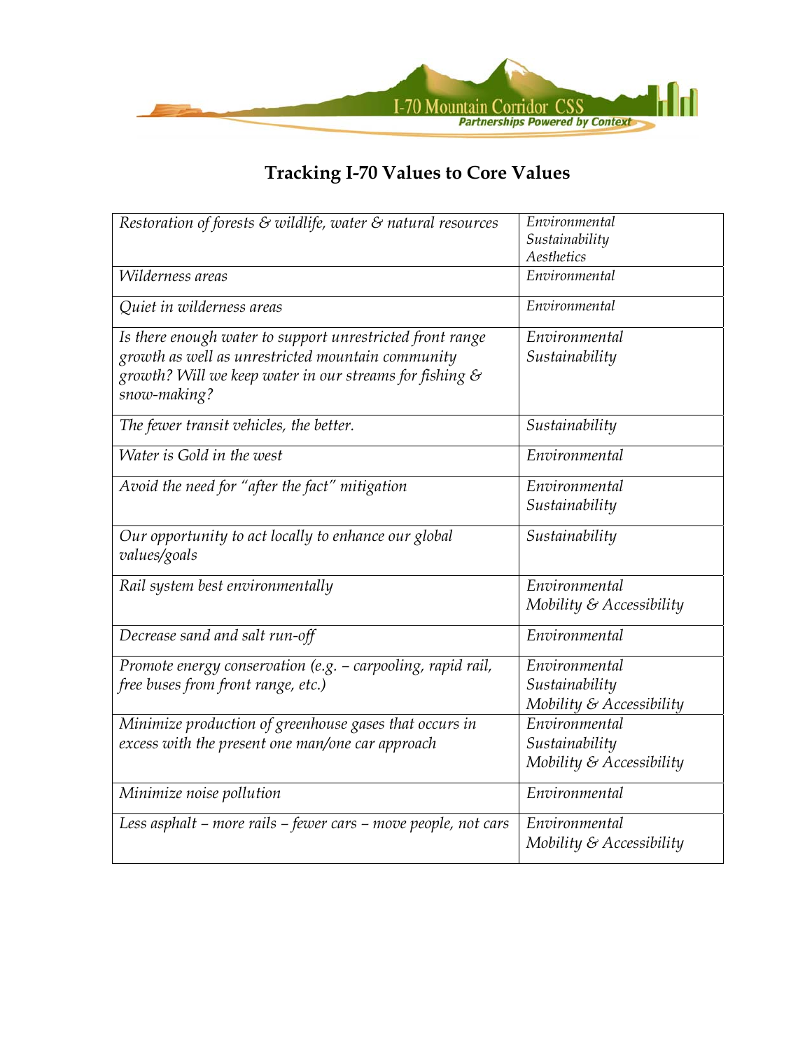# Tracking I-70 Values to Core Values

| | |
|---|---|
| *Restoration of forests & wildlife, water & natural resources* | *Environmental*<br>*Sustainability*<br>*Aesthetics* |
| *Wilderness areas* | *Environmental* |
| *Quiet in wilderness areas* | *Environmental* |
| *Is there enough water to support unrestricted front range growth as well as unrestricted mountain community growth? Will we keep water in our streams for fishing & snow-making?* | *Environmental*<br>*Sustainability* |
| *The fewer transit vehicles, the better.* | *Sustainability* |
| *Water is Gold in the west* | *Environmental* |
| *Avoid the need for "after the fact" mitigation* | *Environmental*<br>*Sustainability* |
| *Our opportunity to act locally to enhance our global values/goals* | *Sustainability* |
| *Rail system best environmentally* | *Environmental*<br>*Mobility & Accessibility* |
| *Decrease sand and salt run-off* | *Environmental* |
| *Promote energy conservation (e.g. – carpooling, rapid rail, free buses from front range, etc.)* | *Environmental*<br>*Sustainability*<br>*Mobility & Accessibility* |
| *Minimize production of greenhouse gases that occurs in excess with the present one man/one car approach* | *Environmental*<br>*Sustainability*<br>*Mobility & Accessibility* |
| *Minimize noise pollution* | *Environmental* |
| *Less asphalt – more rails – fewer cars – move people, not cars* | *Environmental*<br>*Mobility & Accessibility* |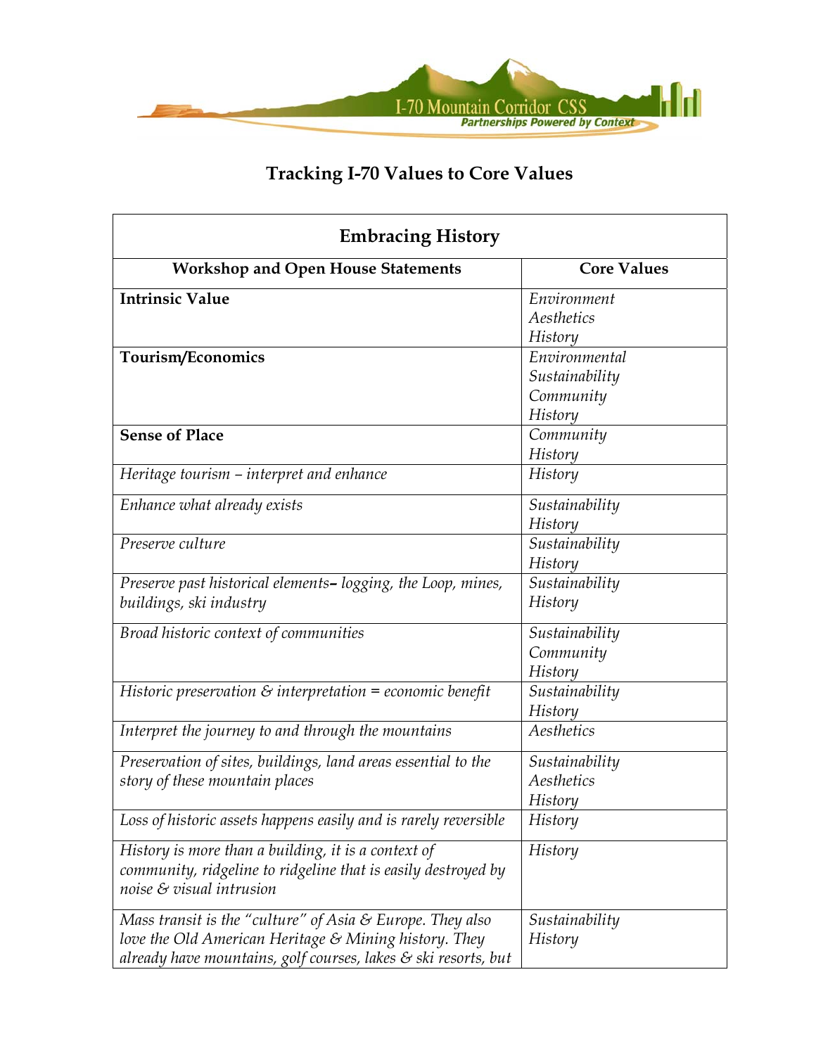# Tracking I-70 Values to Core Values

| **Embracing History** | |
|---|---|
| **Workshop and Open House Statements** | **Core Values** |
| **Intrinsic Value** | *Environment*<br>*Aesthetics*<br>*History* |
| **Tourism/Economics** | *Environmental*<br>*Sustainability*<br>*Community*<br>*History* |
| **Sense of Place** | *Community*<br>*History* |
| *Heritage tourism – interpret and enhance* | *History* |
| *Enhance what already exists* | *Sustainability*<br>*History* |
| *Preserve culture* | *Sustainability*<br>*History* |
| *Preserve past historical elements– logging, the Loop, mines, buildings, ski industry* | *Sustainability*<br>*History* |
| *Broad historic context of communities* | *Sustainability*<br>*Community*<br>*History* |
| *Historic preservation & interpretation = economic benefit* | *Sustainability*<br>*History* |
| *Interpret the journey to and through the mountains* | *Aesthetics* |
| *Preservation of sites, buildings, land areas essential to the story of these mountain places* | *Sustainability*<br>*Aesthetics*<br>*History* |
| *Loss of historic assets happens easily and is rarely reversible* | *History* |
| *History is more than a building, it is a context of community, ridgeline to ridgeline that is easily destroyed by noise & visual intrusion* | *History* |
| *Mass transit is the "culture" of Asia & Europe. They also love the Old American Heritage & Mining history. They already have mountains, golf courses, lakes & ski resorts, but* | *Sustainability*<br>*History* |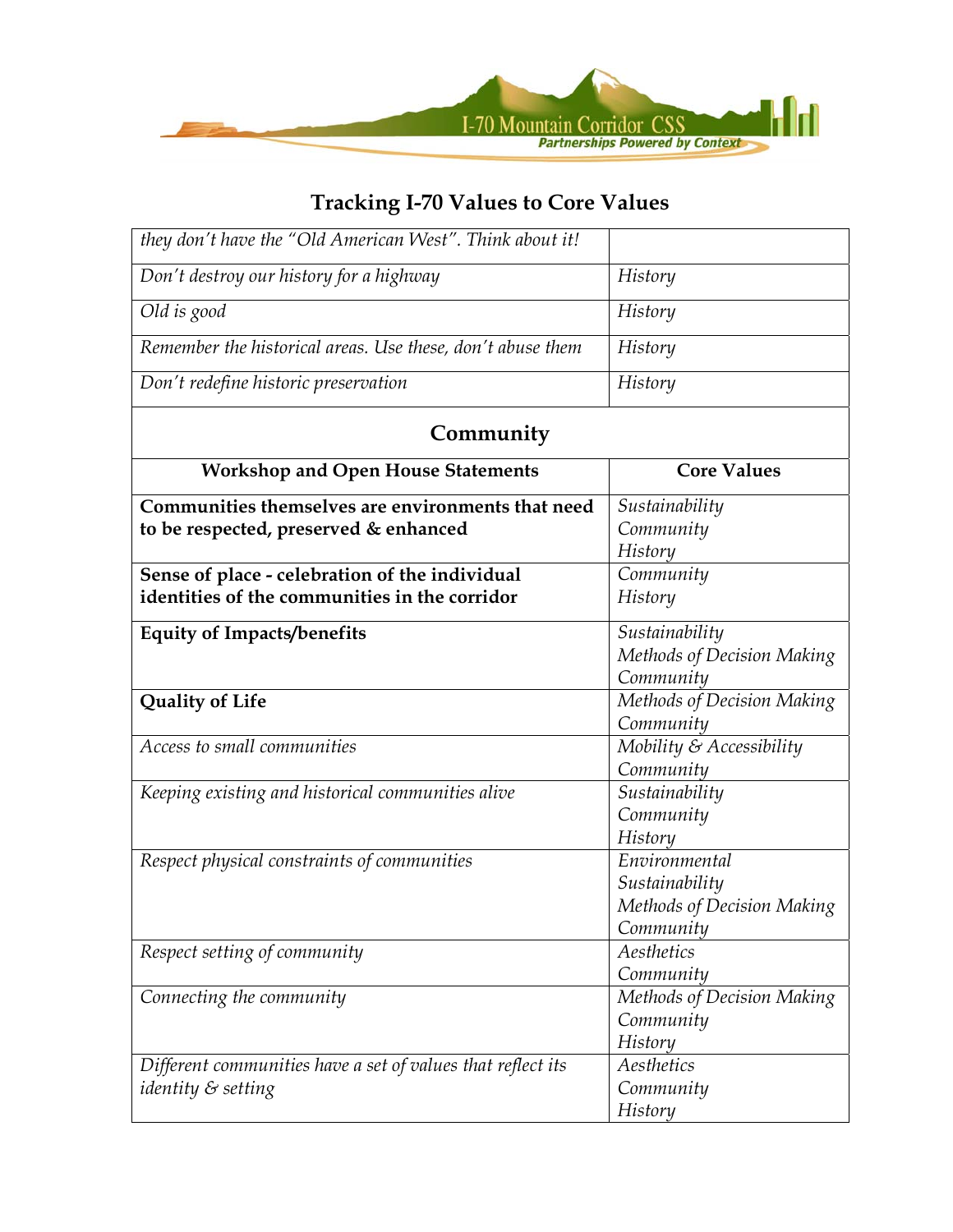# Tracking I-70 Values to Core Values

| | |
|---|---|
| *they don't have the "Old American West". Think about it!* | |
| *Don't destroy our history for a highway* | *History* |
| *Old is good* | *History* |
| *Remember the historical areas. Use these, don't abuse them* | *History* |
| *Don't redefine historic preservation* | *History* |

## Community

| Workshop and Open House Statements | Core Values |
|---|---|
| **Communities themselves are environments that need to be respected, preserved & enhanced** | *Sustainability*<br>*Community*<br>*History* |
| **Sense of place - celebration of the individual identities of the communities in the corridor** | *Community*<br>*History* |
| **Equity of Impacts/benefits** | *Sustainability*<br>*Methods of Decision Making*<br>*Community* |
| **Quality of Life** | *Methods of Decision Making*<br>*Community* |
| *Access to small communities* | *Mobility & Accessibility*<br>*Community* |
| *Keeping existing and historical communities alive* | *Sustainability*<br>*Community*<br>*History* |
| *Respect physical constraints of communities* | *Environmental*<br>*Sustainability*<br>*Methods of Decision Making*<br>*Community* |
| *Respect setting of community* | *Aesthetics*<br>*Community* |
| *Connecting the community* | *Methods of Decision Making*<br>*Community*<br>*History* |
| *Different communities have a set of values that reflect its identity & setting* | *Aesthetics*<br>*Community*<br>*History* |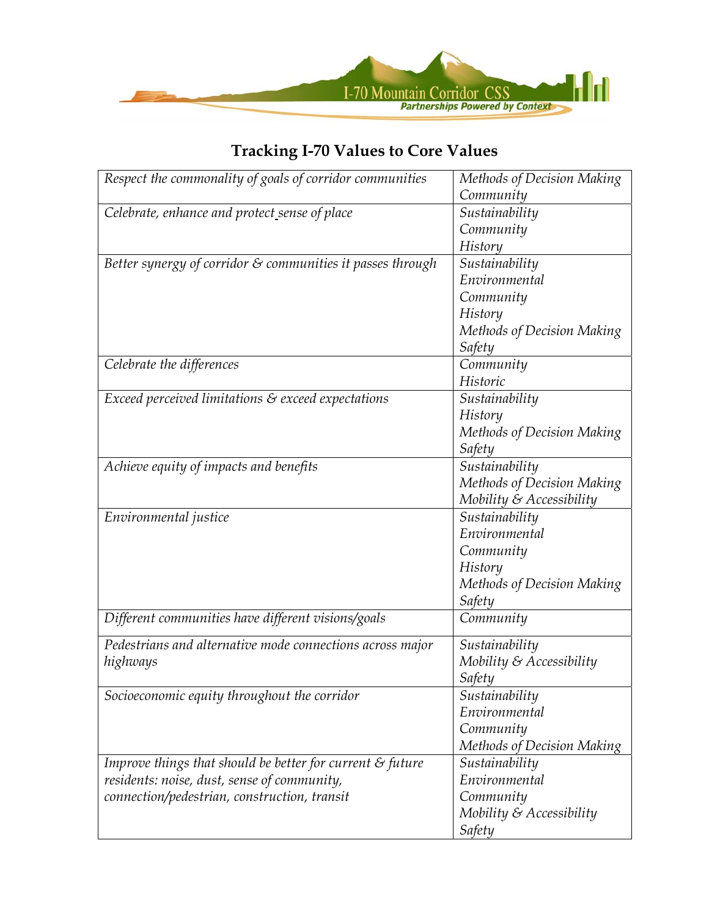# Tracking I-70 Values to Core Values

| I-70 Value | Core Values |
|---|---|
| *Respect the commonality of goals of corridor communities* | *Methods of Decision Making*<br>*Community* |
| *Celebrate, enhance and protect sense of place* | *Sustainability*<br>*Community*<br>*History* |
| *Better synergy of corridor & communities it passes through* | *Sustainability*<br>*Environmental*<br>*Community*<br>*History*<br>*Methods of Decision Making*<br>*Safety* |
| *Celebrate the differences* | *Community*<br>*Historic* |
| *Exceed perceived limitations & exceed expectations* | *Sustainability*<br>*History*<br>*Methods of Decision Making*<br>*Safety* |
| *Achieve equity of impacts and benefits* | *Sustainability*<br>*Methods of Decision Making*<br>*Mobility & Accessibility* |
| *Environmental justice* | *Sustainability*<br>*Environmental*<br>*Community*<br>*History*<br>*Methods of Decision Making*<br>*Safety* |
| *Different communities have different visions/goals* | *Community* |
| *Pedestrians and alternative mode connections across major highways* | *Sustainability*<br>*Mobility & Accessibility*<br>*Safety* |
| *Socioeconomic equity throughout the corridor* | *Sustainability*<br>*Environmental*<br>*Community*<br>*Methods of Decision Making* |
| *Improve things that should be better for current & future residents: noise, dust, sense of community, connection/pedestrian, construction, transit* | *Sustainability*<br>*Environmental*<br>*Community*<br>*Mobility & Accessibility*<br>*Safety* |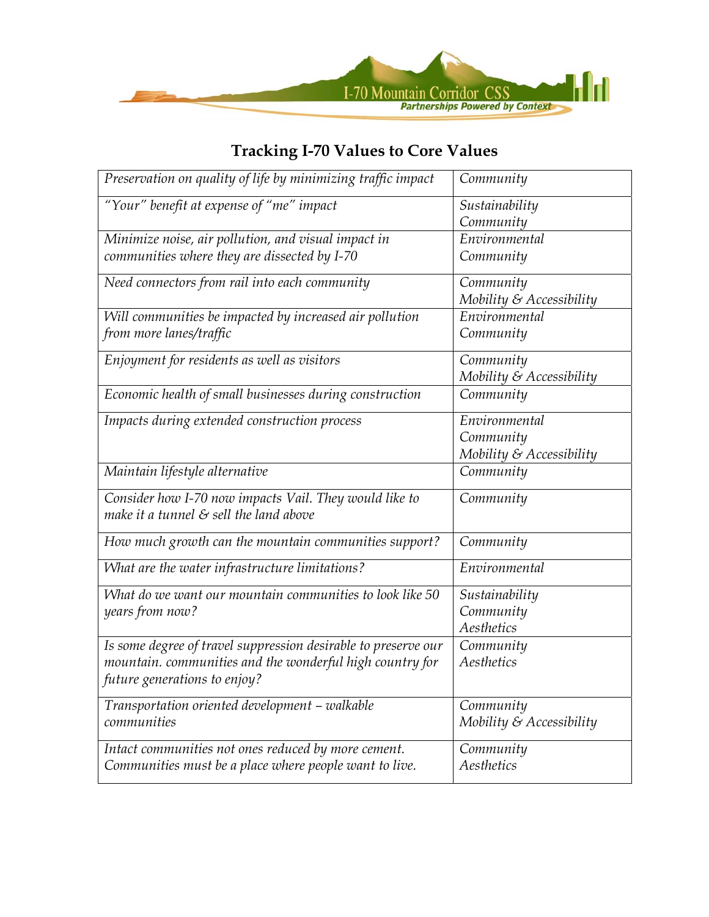## Tracking I-70 Values to Core Values

| | |
|---|---|
| *Preservation on quality of life by minimizing traffic impact* | *Community* |
| *"Your" benefit at expense of "me" impact* | *Sustainability*<br>*Community* |
| *Minimize noise, air pollution, and visual impact in communities where they are dissected by I-70* | *Environmental*<br>*Community* |
| *Need connectors from rail into each community* | *Community*<br>*Mobility & Accessibility* |
| *Will communities be impacted by increased air pollution from more lanes/traffic* | *Environmental*<br>*Community* |
| *Enjoyment for residents as well as visitors* | *Community*<br>*Mobility & Accessibility* |
| *Economic health of small businesses during construction* | *Community* |
| *Impacts during extended construction process* | *Environmental*<br>*Community*<br>*Mobility & Accessibility* |
| *Maintain lifestyle alternative* | *Community* |
| *Consider how I-70 now impacts Vail. They would like to make it a tunnel & sell the land above* | *Community* |
| *How much growth can the mountain communities support?* | *Community* |
| *What are the water infrastructure limitations?* | *Environmental* |
| *What do we want our mountain communities to look like 50 years from now?* | *Sustainability*<br>*Community*<br>*Aesthetics* |
| *Is some degree of travel suppression desirable to preserve our mountain. communities and the wonderful high country for future generations to enjoy?* | *Community*<br>*Aesthetics* |
| *Transportation oriented development – walkable communities* | *Community*<br>*Mobility & Accessibility* |
| *Intact communities not ones reduced by more cement. Communities must be a place where people want to live.* | *Community*<br>*Aesthetics* |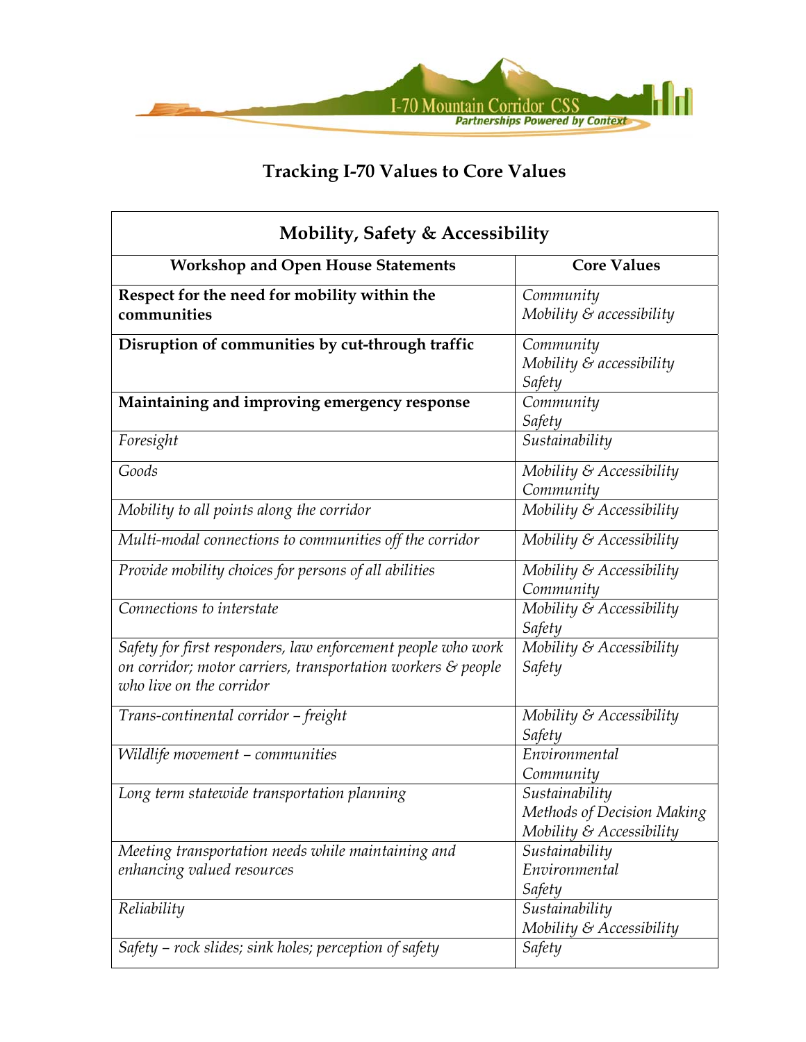# Tracking I-70 Values to Core Values

| Mobility, Safety & Accessibility | |
|---|---|
| **Workshop and Open House Statements** | **Core Values** |
| **Respect for the need for mobility within the communities** | *Community*<br>*Mobility & accessibility* |
| **Disruption of communities by cut-through traffic** | *Community*<br>*Mobility & accessibility*<br>*Safety* |
| **Maintaining and improving emergency response** | *Community*<br>*Safety* |
| *Foresight* | *Sustainability* |
| *Goods* | *Mobility & Accessibility*<br>*Community* |
| *Mobility to all points along the corridor* | *Mobility & Accessibility* |
| *Multi-modal connections to communities off the corridor* | *Mobility & Accessibility* |
| *Provide mobility choices for persons of all abilities* | *Mobility & Accessibility*<br>*Community* |
| *Connections to interstate* | *Mobility & Accessibility*<br>*Safety* |
| *Safety for first responders, law enforcement people who work on corridor; motor carriers, transportation workers & people who live on the corridor* | *Mobility & Accessibility*<br>*Safety* |
| *Trans-continental corridor – freight* | *Mobility & Accessibility*<br>*Safety* |
| *Wildlife movement – communities* | *Environmental*<br>*Community* |
| *Long term statewide transportation planning* | *Sustainability*<br>*Methods of Decision Making*<br>*Mobility & Accessibility* |
| *Meeting transportation needs while maintaining and enhancing valued resources* | *Sustainability*<br>*Environmental*<br>*Safety* |
| *Reliability* | *Sustainability*<br>*Mobility & Accessibility* |
| *Safety – rock slides; sink holes; perception of safety* | *Safety* |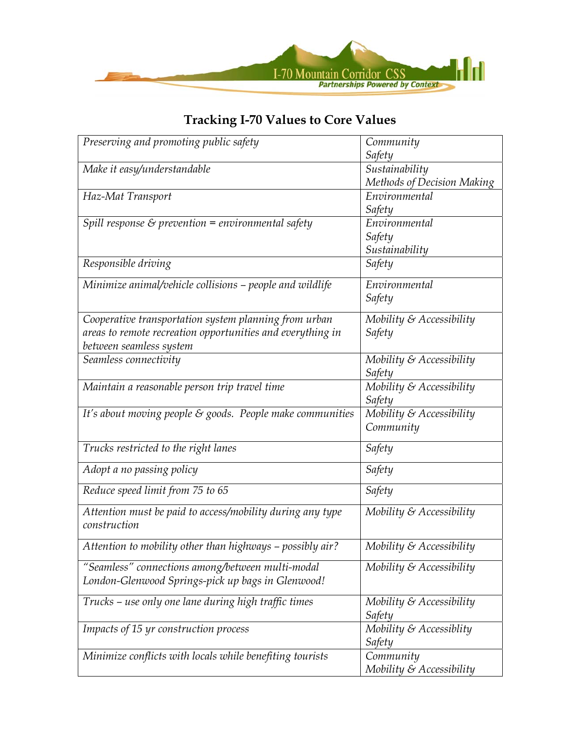# Tracking I-70 Values to Core Values

| | |
|---|---|
| *Preserving and promoting public safety* | *Community*<br>*Safety* |
| *Make it easy/understandable* | *Sustainability*<br>*Methods of Decision Making* |
| *Haz-Mat Transport* | *Environmental*<br>*Safety* |
| *Spill response & prevention = environmental safety* | *Environmental*<br>*Safety*<br>*Sustainability* |
| *Responsible driving* | *Safety* |
| *Minimize animal/vehicle collisions – people and wildlife* | *Environmental*<br>*Safety* |
| *Cooperative transportation system planning from urban areas to remote recreation opportunities and everything in between seamless system* | *Mobility & Accessibility*<br>*Safety* |
| *Seamless connectivity* | *Mobility & Accessibility*<br>*Safety* |
| *Maintain a reasonable person trip travel time* | *Mobility & Accessibility*<br>*Safety* |
| *It's about moving people & goods. People make communities* | *Mobility & Accessibility*<br>*Community* |
| *Trucks restricted to the right lanes* | *Safety* |
| *Adopt a no passing policy* | *Safety* |
| *Reduce speed limit from 75 to 65* | *Safety* |
| *Attention must be paid to access/mobility during any type construction* | *Mobility & Accessibility* |
| *Attention to mobility other than highways – possibly air?* | *Mobility & Accessibility* |
| *"Seamless" connections among/between multi-modal London-Glenwood Springs-pick up bags in Glenwood!* | *Mobility & Accessibility* |
| *Trucks – use only one lane during high traffic times* | *Mobility & Accessibility*<br>*Safety* |
| *Impacts of 15 yr construction process* | *Mobility & Accessiblity*<br>*Safety* |
| *Minimize conflicts with locals while benefiting tourists* | *Community*<br>*Mobility & Accessibility* |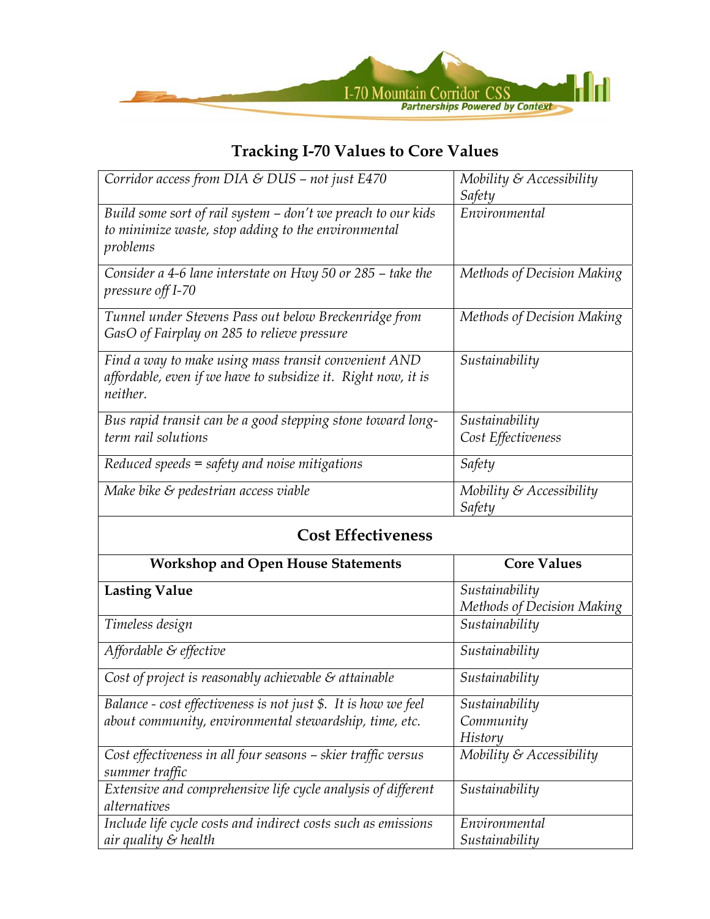## Tracking I-70 Values to Core Values

| | |
|---|---|
| *Corridor access from DIA & DUS – not just E470* | *Mobility & Accessibility*<br>*Safety* |
| *Build some sort of rail system – don't we preach to our kids to minimize waste, stop adding to the environmental problems* | *Environmental* |
| *Consider a 4-6 lane interstate on Hwy 50 or 285 – take the pressure off I-70* | *Methods of Decision Making* |
| *Tunnel under Stevens Pass out below Breckenridge from GasO of Fairplay on 285 to relieve pressure* | *Methods of Decision Making* |
| *Find a way to make using mass transit convenient AND affordable, even if we have to subsidize it. Right now, it is neither.* | *Sustainability* |
| *Bus rapid transit can be a good stepping stone toward long-term rail solutions* | *Sustainability*<br>*Cost Effectiveness* |
| *Reduced speeds = safety and noise mitigations* | *Safety* |
| *Make bike & pedestrian access viable* | *Mobility & Accessibility*<br>*Safety* |

### Cost Effectiveness

| Workshop and Open House Statements | Core Values |
|---|---|
| **Lasting Value** | *Sustainability*<br>*Methods of Decision Making* |
| *Timeless design* | *Sustainability* |
| *Affordable & effective* | *Sustainability* |
| *Cost of project is reasonably achievable & attainable* | *Sustainability* |
| *Balance - cost effectiveness is not just $. It is how we feel about community, environmental stewardship, time, etc.* | *Sustainability*<br>*Community*<br>*History* |
| *Cost effectiveness in all four seasons – skier traffic versus summer traffic* | *Mobility & Accessibility* |
| *Extensive and comprehensive life cycle analysis of different alternatives* | *Sustainability* |
| *Include life cycle costs and indirect costs such as emissions air quality & health* | *Environmental*<br>*Sustainability* |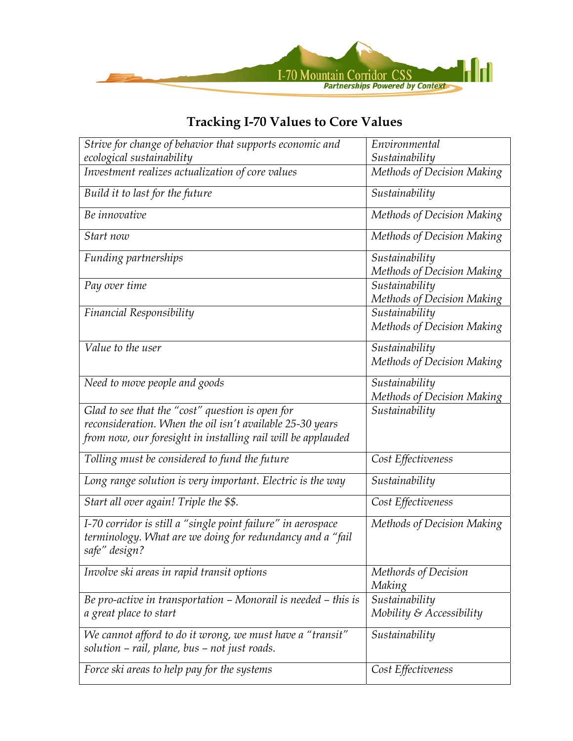# Tracking I-70 Values to Core Values

| | |
|---|---|
| *Strive for change of behavior that supports economic and ecological sustainability* | *Environmental Sustainability* |
| *Investment realizes actualization of core values* | *Methods of Decision Making* |
| *Build it to last for the future* | *Sustainability* |
| *Be innovative* | *Methods of Decision Making* |
| *Start now* | *Methods of Decision Making* |
| *Funding partnerships* | *Sustainability*<br>*Methods of Decision Making* |
| *Pay over time* | *Sustainability*<br>*Methods of Decision Making* |
| *Financial Responsibility* | *Sustainability*<br>*Methods of Decision Making* |
| *Value to the user* | *Sustainability*<br>*Methods of Decision Making* |
| *Need to move people and goods* | *Sustainability*<br>*Methods of Decision Making* |
| *Glad to see that the "cost" question is open for reconsideration. When the oil isn't available 25-30 years from now, our foresight in installing rail will be applauded* | *Sustainability* |
| *Tolling must be considered to fund the future* | *Cost Effectiveness* |
| *Long range solution is very important. Electric is the way* | *Sustainability* |
| *Start all over again! Triple the $$.* | *Cost Effectiveness* |
| *I-70 corridor is still a "single point failure" in aerospace terminology. What are we doing for redundancy and a "fail safe" design?* | *Methods of Decision Making* |
| *Involve ski areas in rapid transit options* | *Methords of Decision Making* |
| *Be pro-active in transportation – Monorail is needed – this is a great place to start* | *Sustainability*<br>*Mobility & Accessibility* |
| *We cannot afford to do it wrong, we must have a "transit" solution – rail, plane, bus – not just roads.* | *Sustainability* |
| *Force ski areas to help pay for the systems* | *Cost Effectiveness* |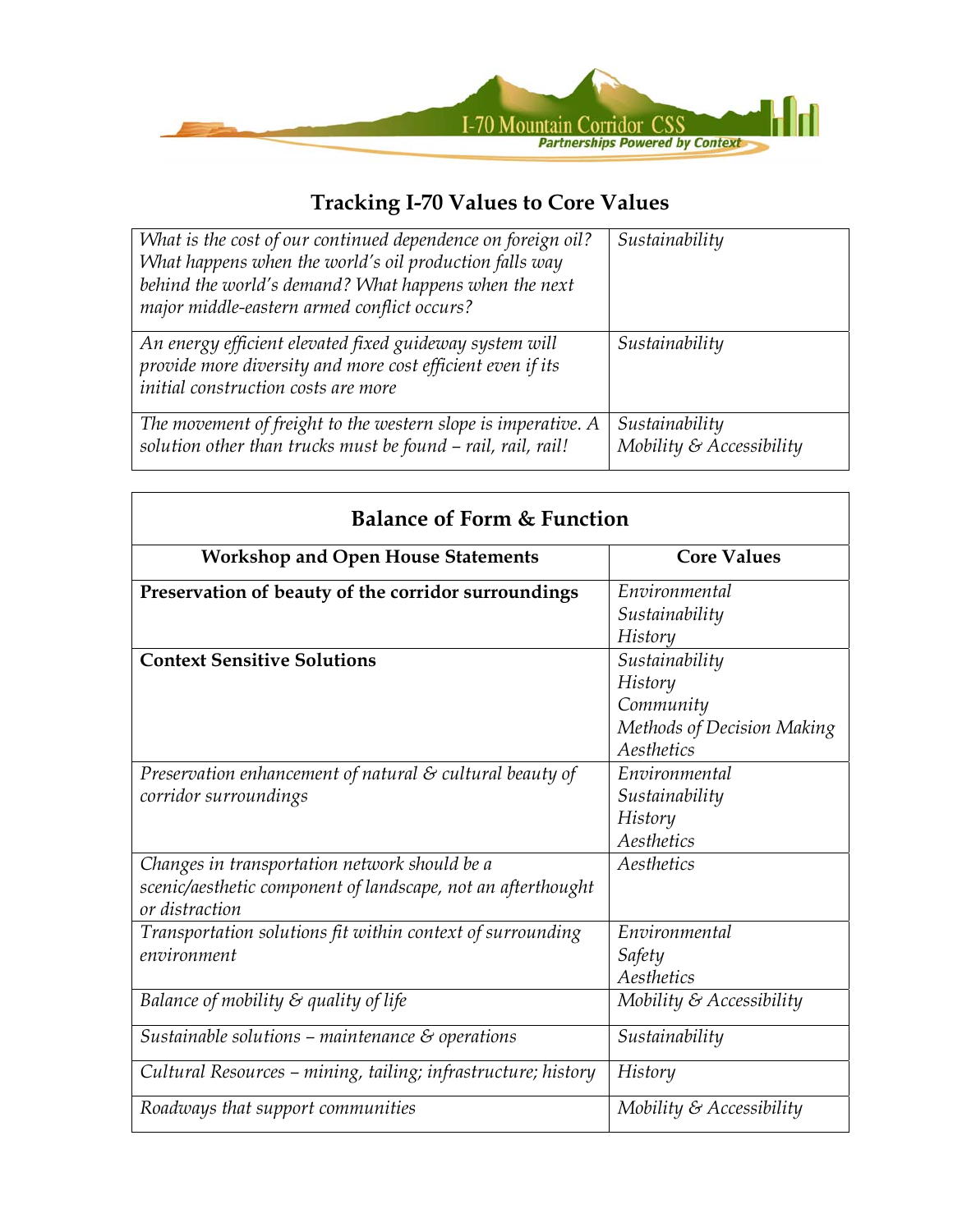# Tracking I-70 Values to Core Values

| | |
|---|---|
| *What is the cost of our continued dependence on foreign oil? What happens when the world's oil production falls way behind the world's demand? What happens when the next major middle-eastern armed conflict occurs?* | *Sustainability* |
| *An energy efficient elevated fixed guideway system will provide more diversity and more cost efficient even if its initial construction costs are more* | *Sustainability* |
| *The movement of freight to the western slope is imperative. A solution other than trucks must be found – rail, rail, rail!* | *Sustainability*<br>*Mobility & Accessibility* |

| **Balance of Form & Function** | |
|---|---|
| **Workshop and Open House Statements** | **Core Values** |
| **Preservation of beauty of the corridor surroundings** | *Environmental*<br>*Sustainability*<br>*History* |
| **Context Sensitive Solutions** | *Sustainability*<br>*History*<br>*Community*<br>*Methods of Decision Making*<br>*Aesthetics* |
| *Preservation enhancement of natural & cultural beauty of corridor surroundings* | *Environmental*<br>*Sustainability*<br>*History*<br>*Aesthetics* |
| *Changes in transportation network should be a scenic/aesthetic component of landscape, not an afterthought or distraction* | *Aesthetics* |
| *Transportation solutions fit within context of surrounding environment* | *Environmental*<br>*Safety*<br>*Aesthetics* |
| *Balance of mobility & quality of life* | *Mobility & Accessibility* |
| *Sustainable solutions – maintenance & operations* | *Sustainability* |
| *Cultural Resources – mining, tailing; infrastructure; history* | *History* |
| *Roadways that support communities* | *Mobility & Accessibility* |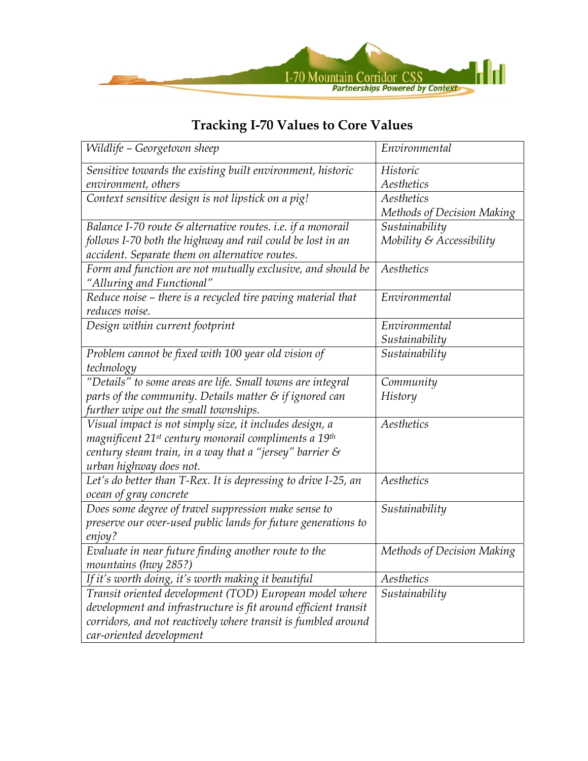# Tracking I-70 Values to Core Values

| | |
|---|---|
| *Wildlife – Georgetown sheep* | *Environmental* |
| *Sensitive towards the existing built environment, historic environment, others* | *Historic*<br>*Aesthetics* |
| *Context sensitive design is not lipstick on a pig!* | *Aesthetics*<br>*Methods of Decision Making* |
| *Balance I-70 route & alternative routes. i.e. if a monorail follows I-70 both the highway and rail could be lost in an accident. Separate them on alternative routes.* | *Sustainability*<br>*Mobility & Accessibility* |
| *Form and function are not mutually exclusive, and should be "Alluring and Functional"* | *Aesthetics* |
| *Reduce noise – there is a recycled tire paving material that reduces noise.* | *Environmental* |
| *Design within current footprint* | *Environmental*<br>*Sustainability* |
| *Problem cannot be fixed with 100 year old vision of technology* | *Sustainability* |
| *"Details" to some areas are life. Small towns are integral parts of the community. Details matter & if ignored can further wipe out the small townships.* | *Community*<br>*History* |
| *Visual impact is not simply size, it includes design, a magnificent 21st century monorail compliments a 19th century steam train, in a way that a "jersey" barrier & urban highway does not.* | *Aesthetics* |
| *Let's do better than T-Rex. It is depressing to drive I-25, an ocean of gray concrete* | *Aesthetics* |
| *Does some degree of travel suppression make sense to preserve our over-used public lands for future generations to enjoy?* | *Sustainability* |
| *Evaluate in near future finding another route to the mountains (hwy 285?)* | *Methods of Decision Making* |
| *If it's worth doing, it's worth making it beautiful* | *Aesthetics* |
| *Transit oriented development (TOD) European model where development and infrastructure is fit around efficient transit corridors, and not reactively where transit is fumbled around car-oriented development* | *Sustainability* |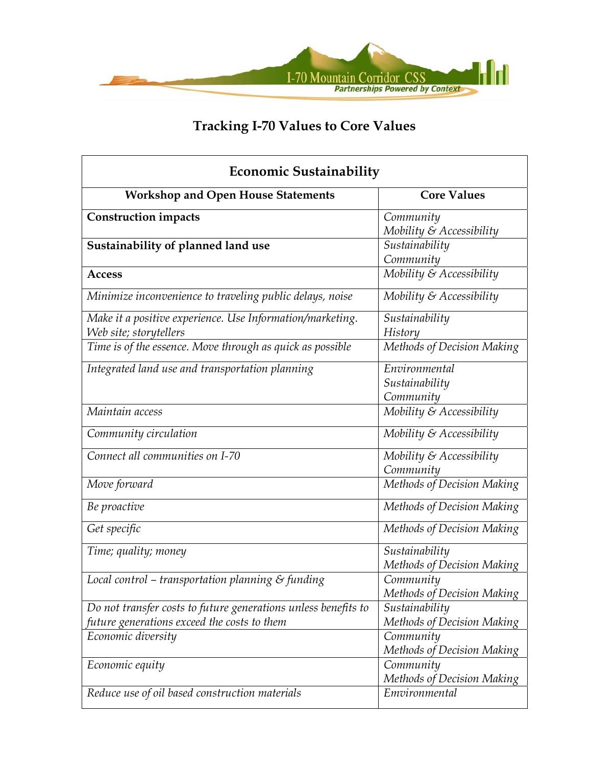# Tracking I-70 Values to Core Values

| Economic Sustainability | |
|---|---|
| **Workshop and Open House Statements** | **Core Values** |
| **Construction impacts** | *Community*<br>*Mobility & Accessibility* |
| **Sustainability of planned land use** | *Sustainability*<br>*Community* |
| **Access** | *Mobility & Accessibility* |
| *Minimize inconvenience to traveling public delays, noise* | *Mobility & Accessibility* |
| *Make it a positive experience. Use Information/marketing. Web site; storytellers* | *Sustainability*<br>*History* |
| *Time is of the essence. Move through as quick as possible* | *Methods of Decision Making* |
| *Integrated land use and transportation planning* | *Environmental*<br>*Sustainability*<br>*Community* |
| *Maintain access* | *Mobility & Accessibility* |
| *Community circulation* | *Mobility & Accessibility* |
| *Connect all communities on I-70* | *Mobility & Accessibility*<br>*Community* |
| *Move forward* | *Methods of Decision Making* |
| *Be proactive* | *Methods of Decision Making* |
| *Get specific* | *Methods of Decision Making* |
| *Time; quality; money* | *Sustainability*<br>*Methods of Decision Making* |
| *Local control – transportation planning & funding* | *Community*<br>*Methods of Decision Making* |
| *Do not transfer costs to future generations unless benefits to future generations exceed the costs to them* | *Sustainability*<br>*Methods of Decision Making* |
| *Economic diversity* | *Community*<br>*Methods of Decision Making* |
| *Economic equity* | *Community*<br>*Methods of Decision Making* |
| *Reduce use of oil based construction materials* | *Emvironmental* |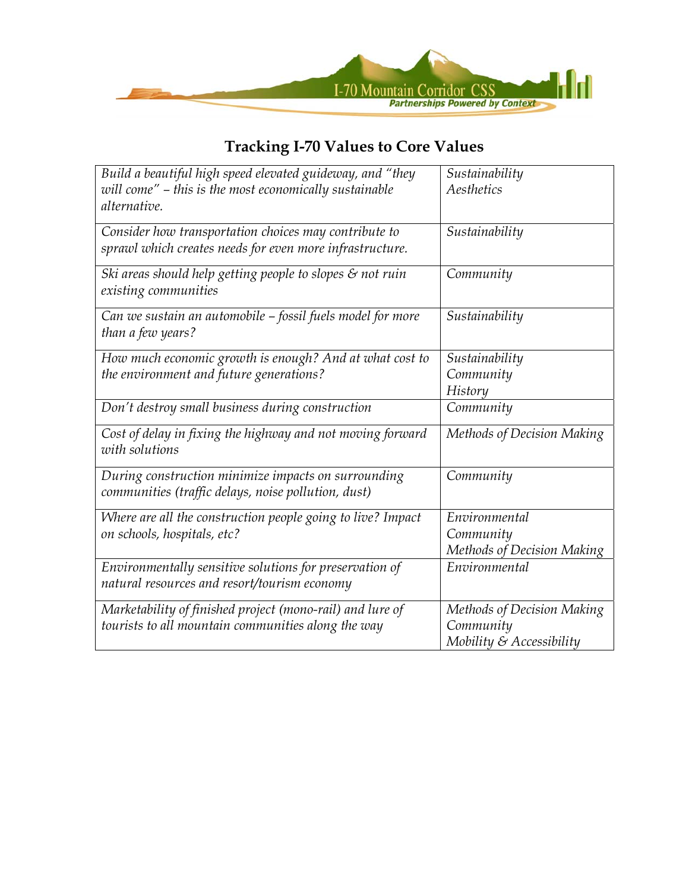# Tracking I-70 Values to Core Values

| | |
|---|---|
| *Build a beautiful high speed elevated guideway, and "they will come" – this is the most economically sustainable alternative.* | *Sustainability<br>Aesthetics* |
| *Consider how transportation choices may contribute to sprawl which creates needs for even more infrastructure.* | *Sustainability* |
| *Ski areas should help getting people to slopes & not ruin existing communities* | *Community* |
| *Can we sustain an automobile – fossil fuels model for more than a few years?* | *Sustainability* |
| *How much economic growth is enough? And at what cost to the environment and future generations?* | *Sustainability<br>Community<br>History* |
| *Don't destroy small business during construction* | *Community* |
| *Cost of delay in fixing the highway and not moving forward with solutions* | *Methods of Decision Making* |
| *During construction minimize impacts on surrounding communities (traffic delays, noise pollution, dust)* | *Community* |
| *Where are all the construction people going to live? Impact on schools, hospitals, etc?* | *Environmental<br>Community<br>Methods of Decision Making* |
| *Environmentally sensitive solutions for preservation of natural resources and resort/tourism economy* | *Environmental* |
| *Marketability of finished project (mono-rail) and lure of tourists to all mountain communities along the way* | *Methods of Decision Making<br>Community<br>Mobility & Accessibility* |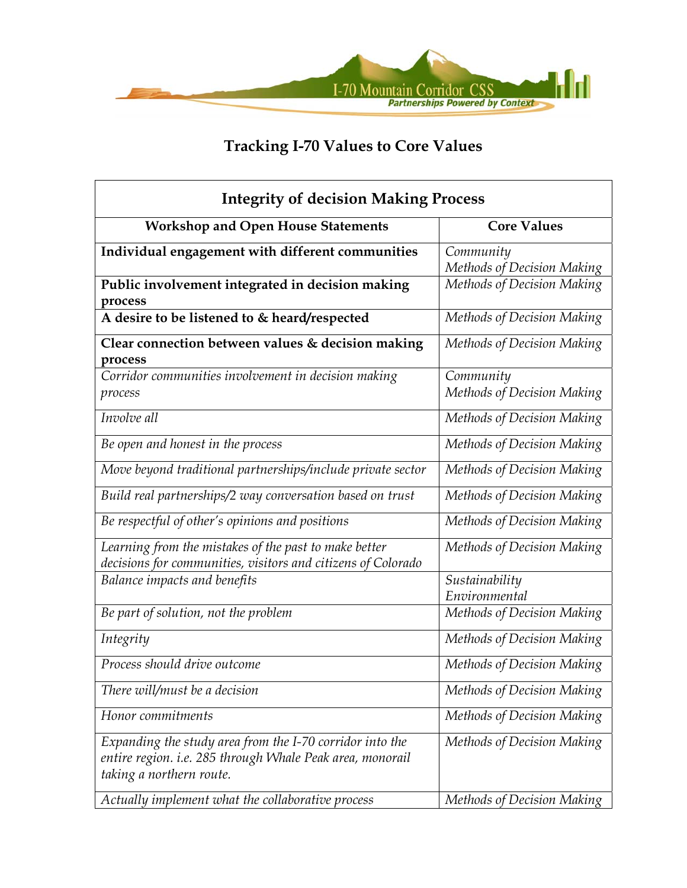# Tracking I-70 Values to Core Values

| Integrity of decision Making Process | |
|---|---|
| **Workshop and Open House Statements** | **Core Values** |
| **Individual engagement with different communities** | *Community*<br>*Methods of Decision Making* |
| **Public involvement integrated in decision making process** | *Methods of Decision Making* |
| **A desire to be listened to & heard/respected** | *Methods of Decision Making* |
| **Clear connection between values & decision making process** | *Methods of Decision Making* |
| *Corridor communities involvement in decision making process* | *Community*<br>*Methods of Decision Making* |
| *Involve all* | *Methods of Decision Making* |
| *Be open and honest in the process* | *Methods of Decision Making* |
| *Move beyond traditional partnerships/include private sector* | *Methods of Decision Making* |
| *Build real partnerships/2 way conversation based on trust* | *Methods of Decision Making* |
| *Be respectful of other's opinions and positions* | *Methods of Decision Making* |
| *Learning from the mistakes of the past to make better decisions for communities, visitors and citizens of Colorado* | *Methods of Decision Making* |
| *Balance impacts and benefits* | *Sustainability*<br>*Environmental* |
| *Be part of solution, not the problem* | *Methods of Decision Making* |
| *Integrity* | *Methods of Decision Making* |
| *Process should drive outcome* | *Methods of Decision Making* |
| *There will/must be a decision* | *Methods of Decision Making* |
| *Honor commitments* | *Methods of Decision Making* |
| *Expanding the study area from the I-70 corridor into the entire region. i.e. 285 through Whale Peak area, monorail taking a northern route.* | *Methods of Decision Making* |
| *Actually implement what the collaborative process* | *Methods of Decision Making* |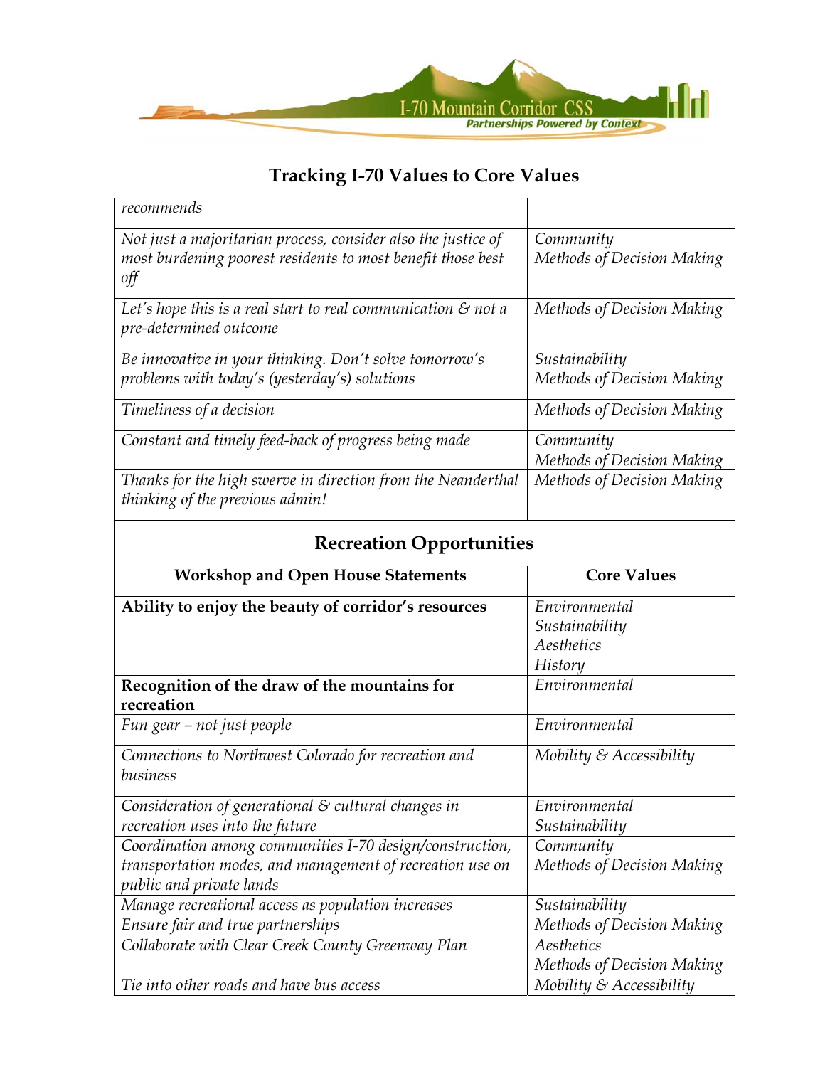## Tracking I-70 Values to Core Values

| | |
|---|---|
| *recommends* | |
| *Not just a majoritarian process, consider also the justice of most burdening poorest residents to most benefit those best off* | *Community*<br>*Methods of Decision Making* |
| *Let's hope this is a real start to real communication & not a pre-determined outcome* | *Methods of Decision Making* |
| *Be innovative in your thinking. Don't solve tomorrow's problems with today's (yesterday's) solutions* | *Sustainability*<br>*Methods of Decision Making* |
| *Timeliness of a decision* | *Methods of Decision Making* |
| *Constant and timely feed-back of progress being made* | *Community*<br>*Methods of Decision Making* |
| *Thanks for the high swerve in direction from the Neanderthal thinking of the previous admin!* | *Methods of Decision Making* |

### Recreation Opportunities

| Workshop and Open House Statements | Core Values |
|---|---|
| **Ability to enjoy the beauty of corridor's resources** | *Environmental*<br>*Sustainability*<br>*Aesthetics*<br>*History* |
| **Recognition of the draw of the mountains for recreation** | *Environmental* |
| *Fun gear – not just people* | *Environmental* |
| *Connections to Northwest Colorado for recreation and business* | *Mobility & Accessibility* |
| *Consideration of generational & cultural changes in recreation uses into the future* | *Environmental*<br>*Sustainability* |
| *Coordination among communities I-70 design/construction, transportation modes, and management of recreation use on public and private lands* | *Community*<br>*Methods of Decision Making* |
| *Manage recreational access as population increases* | *Sustainability* |
| *Ensure fair and true partnerships* | *Methods of Decision Making* |
| *Collaborate with Clear Creek County Greenway Plan* | *Aesthetics*<br>*Methods of Decision Making* |
| *Tie into other roads and have bus access* | *Mobility & Accessibility* |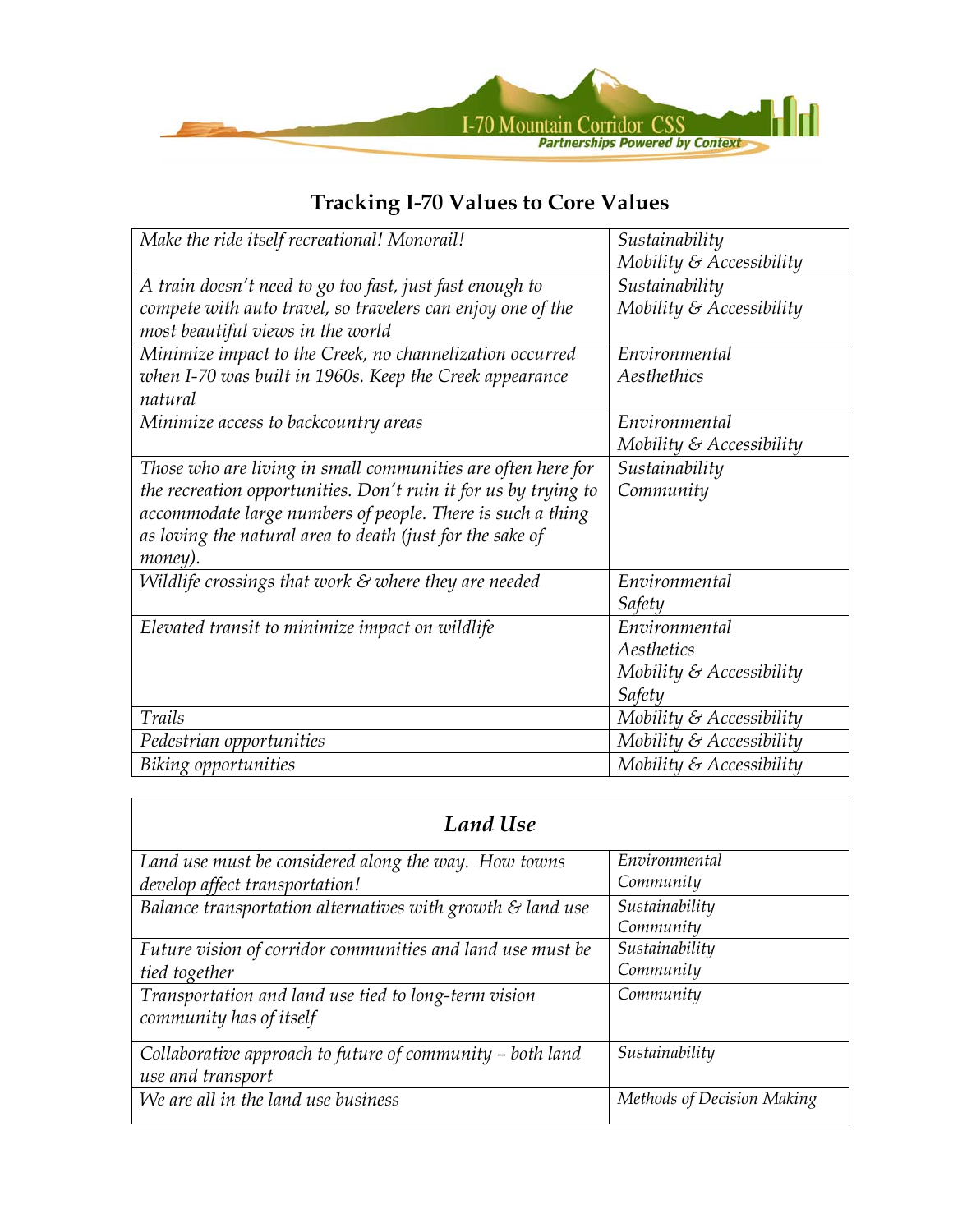## Tracking I-70 Values to Core Values

| | |
|---|---|
| *Make the ride itself recreational! Monorail!* | *Sustainability*<br>*Mobility & Accessibility* |
| *A train doesn't need to go too fast, just fast enough to compete with auto travel, so travelers can enjoy one of the most beautiful views in the world* | *Sustainability*<br>*Mobility & Accessibility* |
| *Minimize impact to the Creek, no channelization occurred when I-70 was built in 1960s. Keep the Creek appearance natural* | *Environmental*<br>*Aesthethics* |
| *Minimize access to backcountry areas* | *Environmental*<br>*Mobility & Accessibility* |
| *Those who are living in small communities are often here for the recreation opportunities. Don't ruin it for us by trying to accommodate large numbers of people. There is such a thing as loving the natural area to death (just for the sake of money).* | *Sustainability*<br>*Community* |
| *Wildlife crossings that work & where they are needed* | *Environmental*<br>*Safety* |
| *Elevated transit to minimize impact on wildlife* | *Environmental*<br>*Aesthetics*<br>*Mobility & Accessibility*<br>*Safety* |
| *Trails* | *Mobility & Accessibility* |
| *Pedestrian opportunities* | *Mobility & Accessibility* |
| *Biking opportunities* | *Mobility & Accessibility* |

| ***Land Use*** | |
|---|---|
| *Land use must be considered along the way. How towns develop affect transportation!* | *Environmental*<br>*Community* |
| *Balance transportation alternatives with growth & land use* | *Sustainability*<br>*Community* |
| *Future vision of corridor communities and land use must be tied together* | *Sustainability*<br>*Community* |
| *Transportation and land use tied to long-term vision community has of itself* | *Community* |
| *Collaborative approach to future of community – both land use and transport* | *Sustainability* |
| *We are all in the land use business* | *Methods of Decision Making* |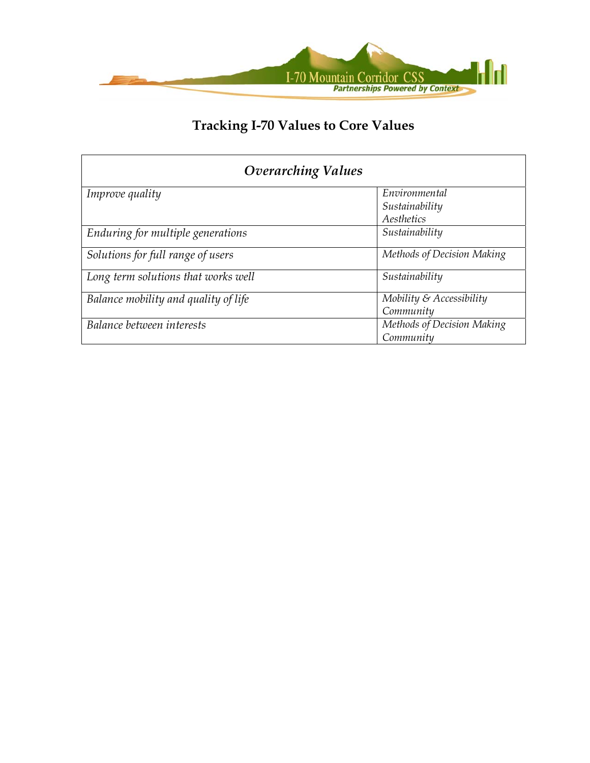# Tracking I-70 Values to Core Values

| *Overarching Values* | |
|---|---|
| *Improve quality* | *Environmental*<br>*Sustainability*<br>*Aesthetics* |
| *Enduring for multiple generations* | *Sustainability* |
| *Solutions for full range of users* | *Methods of Decision Making* |
| *Long term solutions that works well* | *Sustainability* |
| *Balance mobility and quality of life* | *Mobility & Accessibility*<br>*Community* |
| *Balance between interests* | *Methods of Decision Making*<br>*Community* |